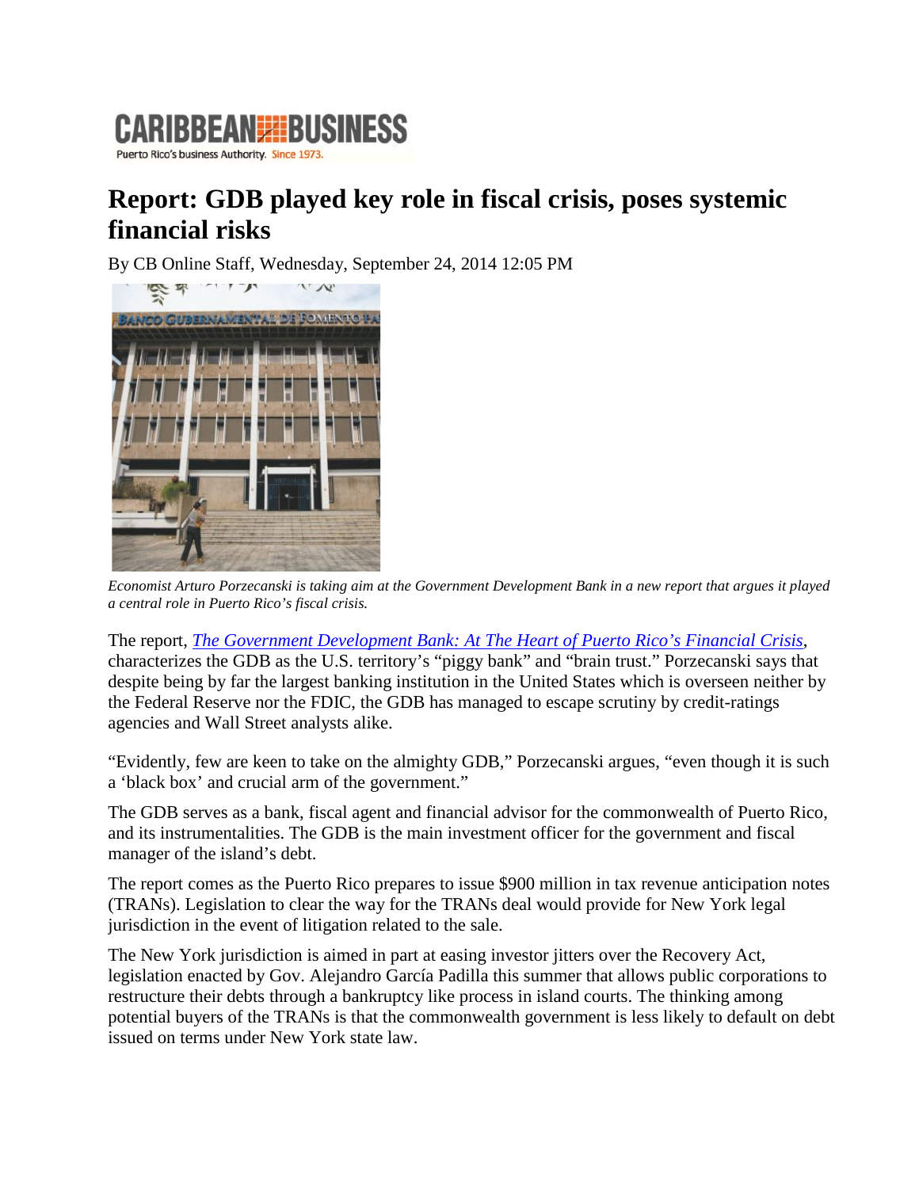CARIBBEAN BUSINESS

Puerto Rico's business Authority. Since 1973.

# Report: GDB played key role in fiscal crisis, poses systemic financial risks

By CB Online Staff, Wednesday, September 24, 2014 12:05 PM

*Economist Arturo Porzecanski is taking aim at the Government Development Bank in a new report that argues it played a central role in Puerto Rico's fiscal crisis.*

The report, *The Government Development Bank: At The Heart of Puerto Rico's Financial Crisis*, characterizes the GDB as the U.S. territory's "piggy bank" and "brain trust." Porzecanski says that despite being by far the largest banking institution in the United States which is overseen neither by the Federal Reserve nor the FDIC, the GDB has managed to escape scrutiny by credit-ratings agencies and Wall Street analysts alike.

"Evidently, few are keen to take on the almighty GDB," Porzecanski argues, "even though it is such a 'black box' and crucial arm of the government."

The GDB serves as a bank, fiscal agent and financial advisor for the commonwealth of Puerto Rico, and its instrumentalities. The GDB is the main investment officer for the government and fiscal manager of the island's debt.

The report comes as the Puerto Rico prepares to issue $900 million in tax revenue anticipation notes (TRANs). Legislation to clear the way for the TRANs deal would provide for New York legal jurisdiction in the event of litigation related to the sale.

The New York jurisdiction is aimed in part at easing investor jitters over the Recovery Act, legislation enacted by Gov. Alejandro García Padilla this summer that allows public corporations to restructure their debts through a bankruptcy like process in island courts. The thinking among potential buyers of the TRANs is that the commonwealth government is less likely to default on debt issued on terms under New York state law.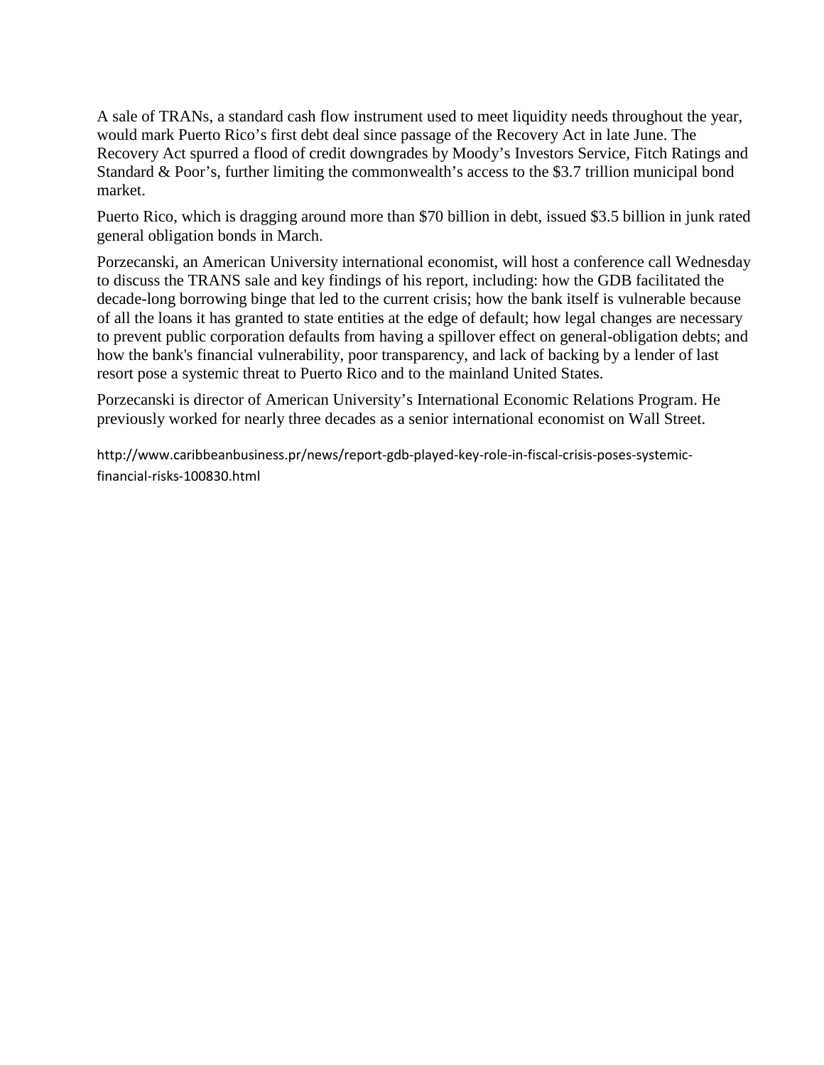A sale of TRANs, a standard cash flow instrument used to meet liquidity needs throughout the year, would mark Puerto Rico's first debt deal since passage of the Recovery Act in late June. The Recovery Act spurred a flood of credit downgrades by Moody's Investors Service, Fitch Ratings and Standard & Poor's, further limiting the commonwealth's access to the $3.7 trillion municipal bond market.

Puerto Rico, which is dragging around more than $70 billion in debt, issued $3.5 billion in junk rated general obligation bonds in March.

Porzecanski, an American University international economist, will host a conference call Wednesday to discuss the TRANS sale and key findings of his report, including: how the GDB facilitated the decade-long borrowing binge that led to the current crisis; how the bank itself is vulnerable because of all the loans it has granted to state entities at the edge of default; how legal changes are necessary to prevent public corporation defaults from having a spillover effect on general-obligation debts; and how the bank's financial vulnerability, poor transparency, and lack of backing by a lender of last resort pose a systemic threat to Puerto Rico and to the mainland United States.

Porzecanski is director of American University's International Economic Relations Program. He previously worked for nearly three decades as a senior international economist on Wall Street.

http://www.caribbeanbusiness.pr/news/report-gdb-played-key-role-in-fiscal-crisis-poses-systemic-financial-risks-100830.html